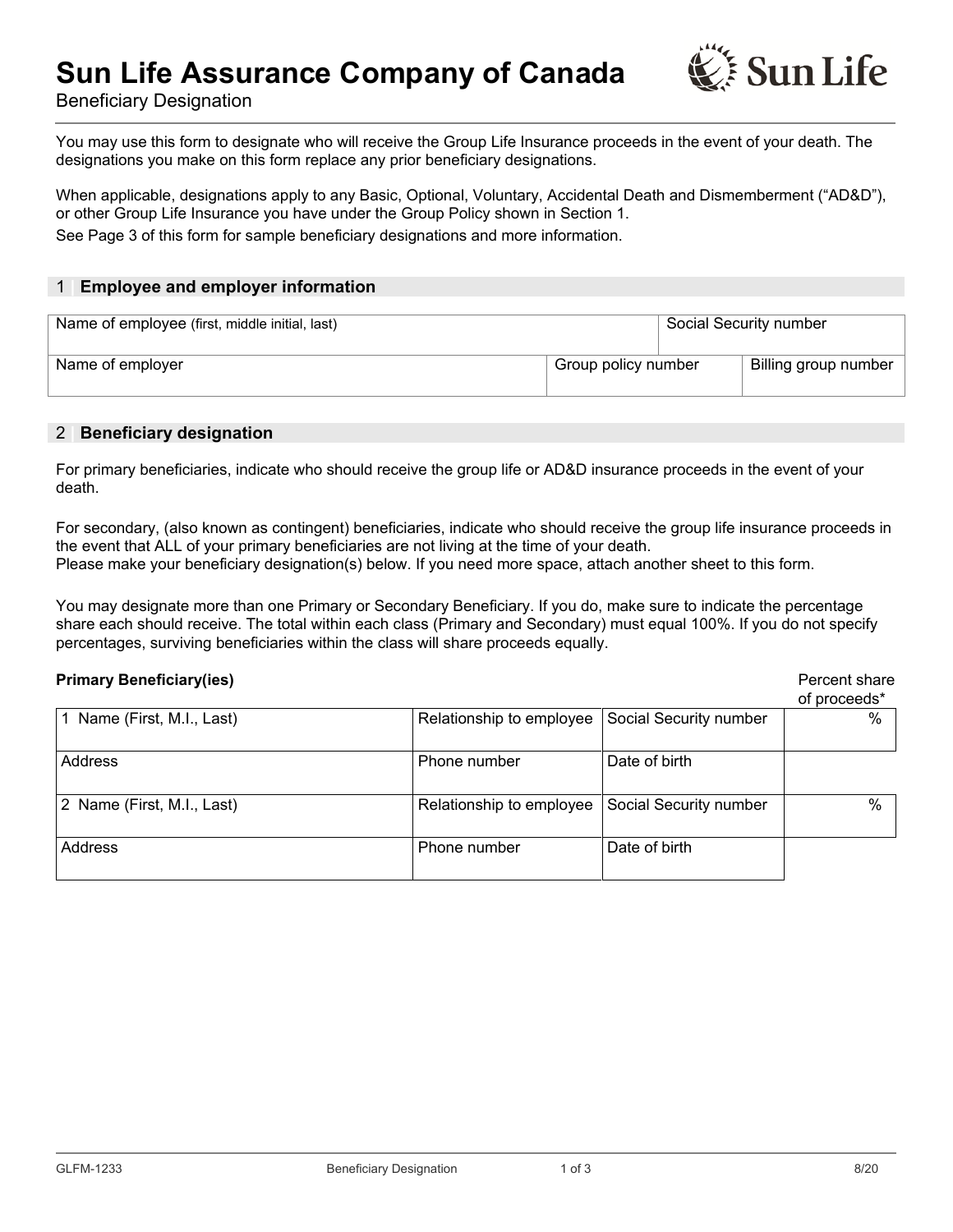# Sun Life Assurance Company of Canada

Beneficiary Designation

You may use this form to designate who will receive the Group Life Insurance proceeds in the event of your death. The designations you make on this form replace any prior beneficiary designations.

When applicable, designations apply to any Basic, Optional, Voluntary, Accidental Death and Dismemberment ("AD&D"), or other Group Life Insurance you have under the Group Policy shown in Section 1.

See Page 3 of this form for sample beneficiary designations and more information.

## 1 Employee and employer information

| Name of employee (first, middle initial, last) | | Social Security number |
|---|---|---|
| **Name of employer** | **Group policy number** | **Billing group number** |
| | | |

## 2 Beneficiary designation

For primary beneficiaries, indicate who should receive the group life or AD&D insurance proceeds in the event of your death.

For secondary, (also known as contingent) beneficiaries, indicate who should receive the group life insurance proceeds in the event that ALL of your primary beneficiaries are not living at the time of your death.
Please make your beneficiary designation(s) below. If you need more space, attach another sheet to this form.

You may designate more than one Primary or Secondary Beneficiary. If you do, make sure to indicate the percentage share each should receive. The total within each class (Primary and Secondary) must equal 100%. If you do not specify percentages, surviving beneficiaries within the class will share proceeds equally.

**Primary Beneficiary(ies)**

| | | | Percent share of proceeds* |
|---|---|---|---|
| 1 Name (First, M.I., Last) | Relationship to employee | Social Security number | % |
| Address | Phone number | Date of birth | |
| 2 Name (First, M.I., Last) | Relationship to employee | Social Security number | % |
| Address | Phone number | Date of birth | |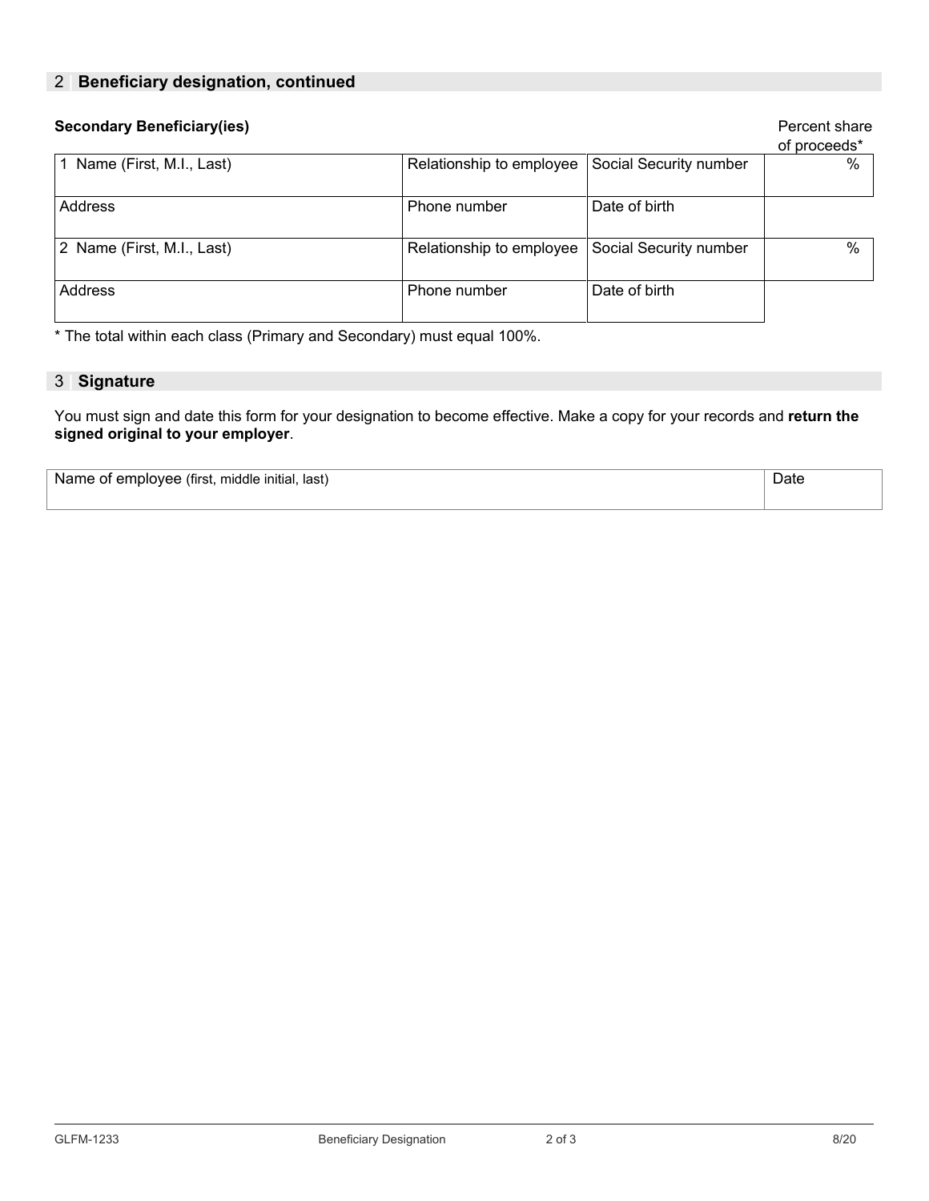## 2 Beneficiary designation, continued

**Secondary Beneficiary(ies)**

| | | | Percent share of proceeds* |
|---|---|---|---|
| 1 Name (First, M.I., Last) | Relationship to employee | Social Security number | % |
| Address | Phone number | Date of birth | |
| 2 Name (First, M.I., Last) | Relationship to employee | Social Security number | % |
| Address | Phone number | Date of birth | |

* The total within each class (Primary and Secondary) must equal 100%.

## 3 Signature

You must sign and date this form for your designation to become effective. Make a copy for your records and **return the signed original to your employer**.

| Name of employee (first, middle initial, last) | Date |
|---|---|
| | |

GLFM-1233 Beneficiary Designation 8/20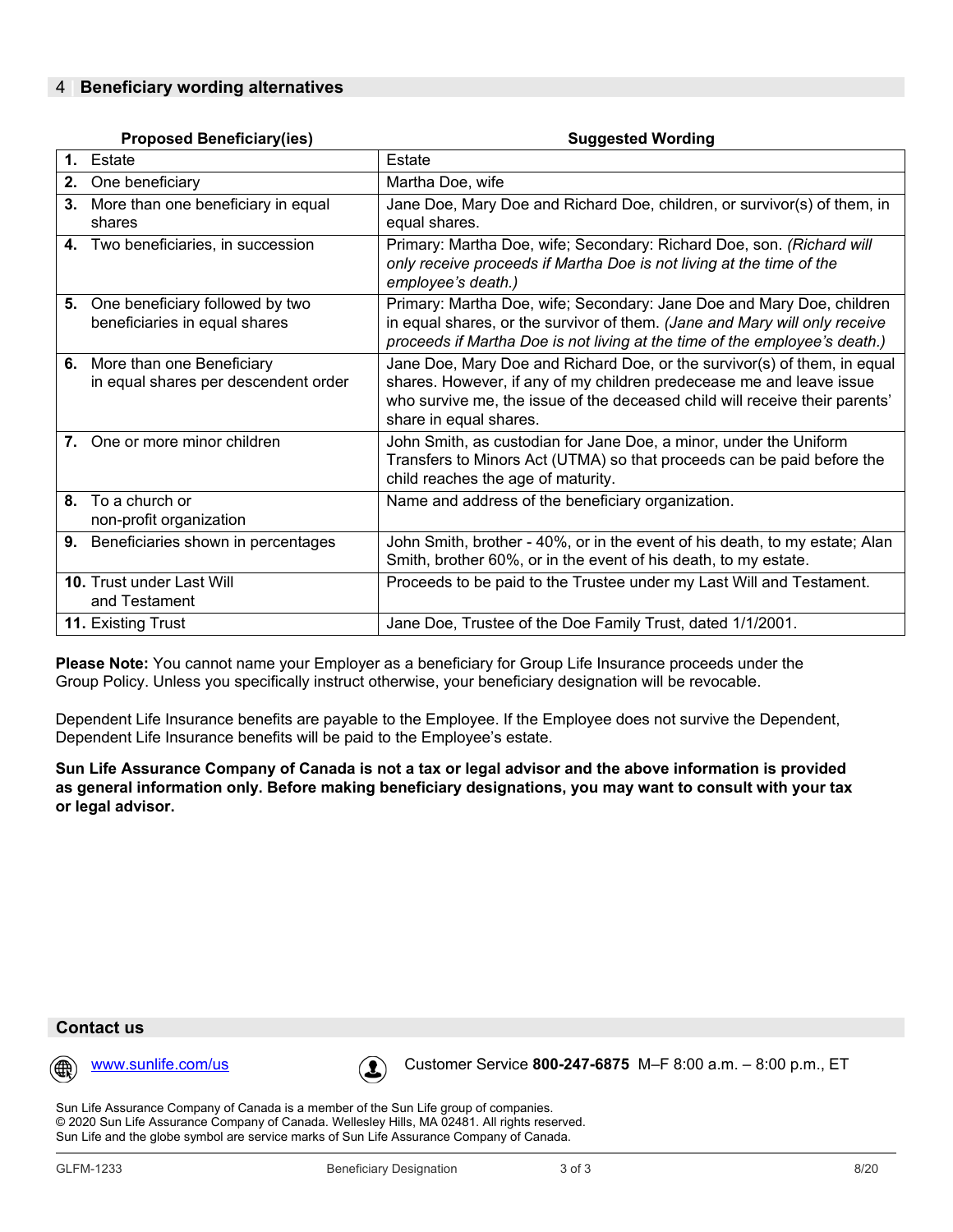## 4 Beneficiary wording alternatives

| Proposed Beneficiary(ies) | Suggested Wording |
|---|---|
| **1.** Estate | Estate |
| **2.** One beneficiary | Martha Doe, wife |
| **3.** More than one beneficiary in equal shares | Jane Doe, Mary Doe and Richard Doe, children, or survivor(s) of them, in equal shares. |
| **4.** Two beneficiaries, in succession | Primary: Martha Doe, wife; Secondary: Richard Doe, son. *(Richard will only receive proceeds if Martha Doe is not living at the time of the employee's death.)* |
| **5.** One beneficiary followed by two beneficiaries in equal shares | Primary: Martha Doe, wife; Secondary: Jane Doe and Mary Doe, children in equal shares, or the survivor of them. *(Jane and Mary will only receive proceeds if Martha Doe is not living at the time of the employee's death.)* |
| **6.** More than one Beneficiary in equal shares per descendent order | Jane Doe, Mary Doe and Richard Doe, or the survivor(s) of them, in equal shares. However, if any of my children predecease me and leave issue who survive me, the issue of the deceased child will receive their parents' share in equal shares. |
| **7.** One or more minor children | John Smith, as custodian for Jane Doe, a minor, under the Uniform Transfers to Minors Act (UTMA) so that proceeds can be paid before the child reaches the age of maturity. |
| **8.** To a church or non-profit organization | Name and address of the beneficiary organization. |
| **9.** Beneficiaries shown in percentages | John Smith, brother - 40%, or in the event of his death, to my estate; Alan Smith, brother 60%, or in the event of his death, to my estate. |
| **10.** Trust under Last Will and Testament | Proceeds to be paid to the Trustee under my Last Will and Testament. |
| **11.** Existing Trust | Jane Doe, Trustee of the Doe Family Trust, dated 1/1/2001. |

**Please Note:** You cannot name your Employer as a beneficiary for Group Life Insurance proceeds under the Group Policy. Unless you specifically instruct otherwise, your beneficiary designation will be revocable.

Dependent Life Insurance benefits are payable to the Employee. If the Employee does not survive the Dependent, Dependent Life Insurance benefits will be paid to the Employee's estate.

**Sun Life Assurance Company of Canada is not a tax or legal advisor and the above information is provided as general information only. Before making beneficiary designations, you may want to consult with your tax or legal advisor.**

## Contact us

www.sunlife.com/us

Customer Service **800-247-6875** M–F 8:00 a.m. – 8:00 p.m., ET

Sun Life Assurance Company of Canada is a member of the Sun Life group of companies.
© 2020 Sun Life Assurance Company of Canada. Wellesley Hills, MA 02481. All rights reserved.
Sun Life and the globe symbol are service marks of Sun Life Assurance Company of Canada.

GLFM-1233 Beneficiary Designation 8/20